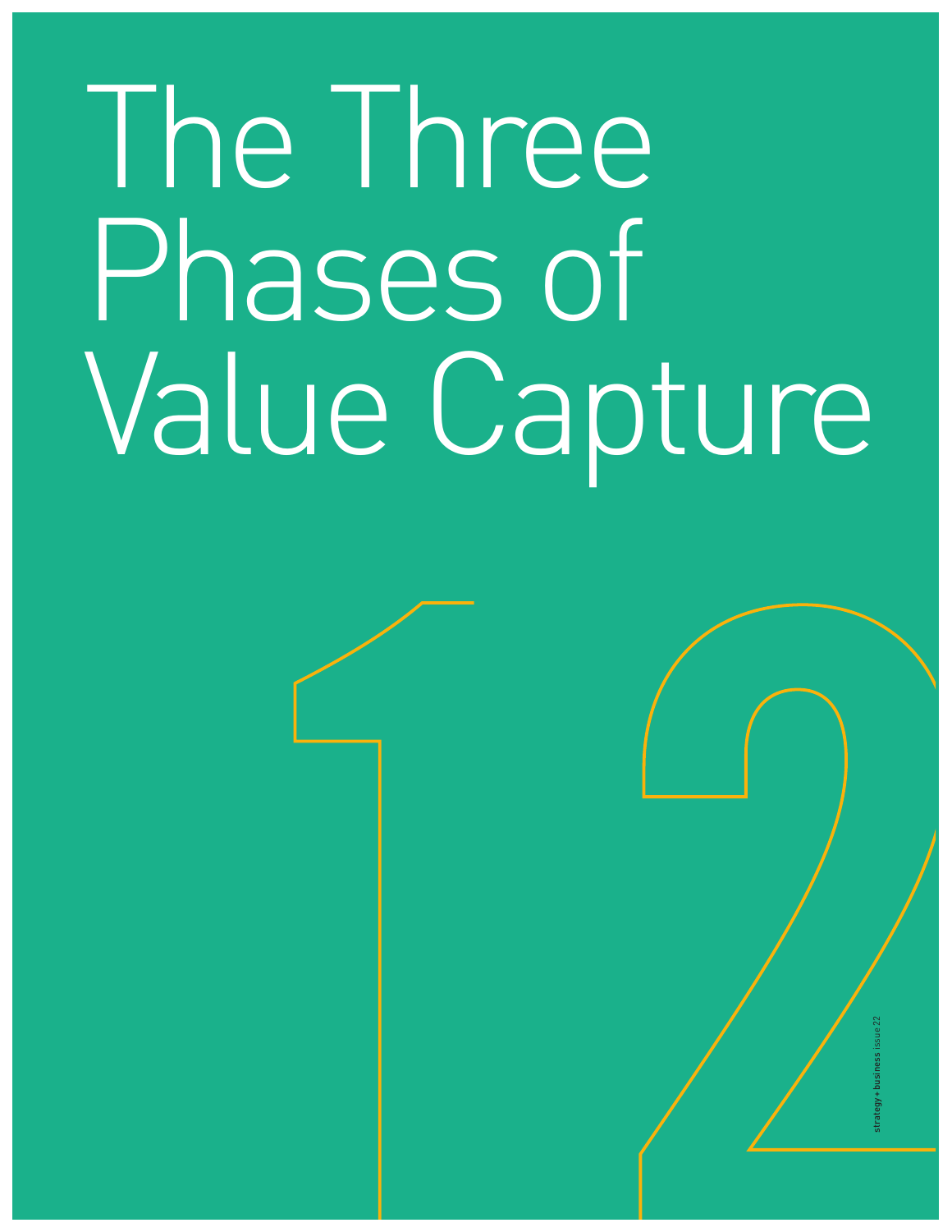# The Three Phases of Value Capture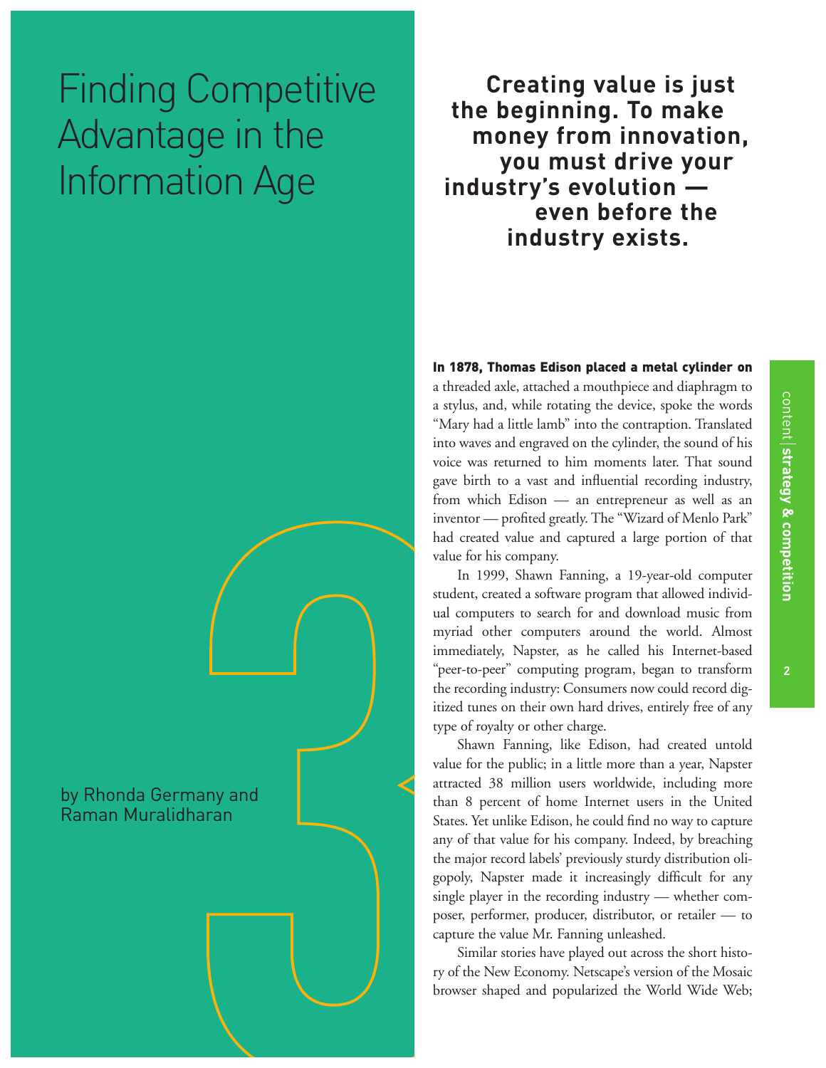# Finding Competitive Advantage in the Information Age

by Rhonda Germany and Raman Muralidharan

**Creating value is just the beginning. To make money from innovation, you must drive your industry's evolution — even before the industry exists.**

**In 1878, Thomas Edison placed a metal cylinder on** a threaded axle, attached a mouthpiece and diaphragm to a stylus, and, while rotating the device, spoke the words "Mary had a little lamb" into the contraption. Translated into waves and engraved on the cylinder, the sound of his voice was returned to him moments later. That sound gave birth to a vast and influential recording industry, from which Edison — an entrepreneur as well as an inventor — profited greatly. The "Wizard of Menlo Park" had created value and captured a large portion of that value for his company.

In 1999, Shawn Fanning, a 19-year-old computer student, created a software program that allowed individual computers to search for and download music from myriad other computers around the world. Almost immediately, Napster, as he called his Internet-based "peer-to-peer" computing program, began to transform the recording industry: Consumers now could record digitized tunes on their own hard drives, entirely free of any type of royalty or other charge.

Shawn Fanning, like Edison, had created untold value for the public; in a little more than a year, Napster attracted 38 million users worldwide, including more than 8 percent of home Internet users in the United States. Yet unlike Edison, he could find no way to capture any of that value for his company. Indeed, by breaching the major record labels' previously sturdy distribution oligopoly, Napster made it increasingly difficult for any single player in the recording industry — whether composer, performer, producer, distributor, or retailer — to capture the value Mr. Fanning unleashed.

Similar stories have played out across the short history of the New Economy. Netscape's version of the Mosaic browser shaped and popularized the World Wide Web;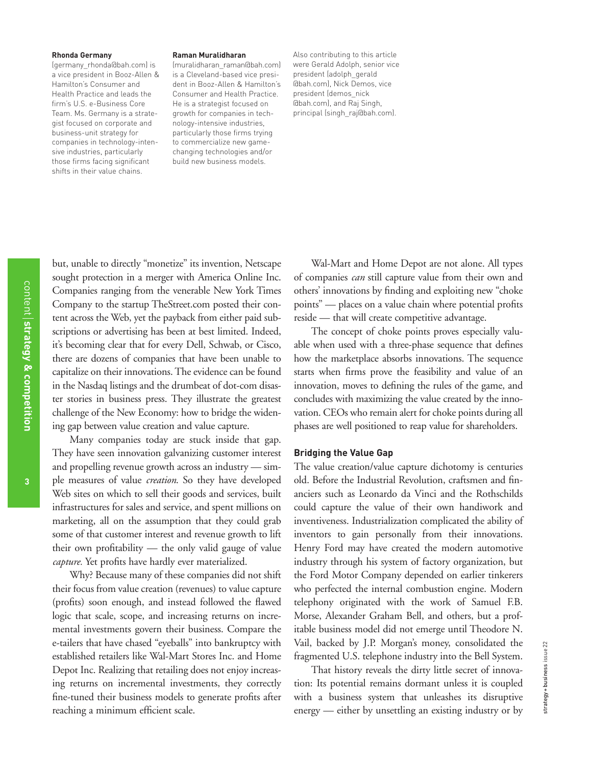**Rhonda Germany**
(germany_rhonda@bah.com) is a vice president in Booz-Allen & Hamilton's Consumer and Health Practice and leads the firm's U.S. e-Business Core Team. Ms. Germany is a strategist focused on corporate and business-unit strategy for companies in technology-intensive industries, particularly those firms facing significant shifts in their value chains.

**Raman Muralidharan**
(muralidharan_raman@bah.com) is a Cleveland-based vice president in Booz-Allen & Hamilton's Consumer and Health Practice. He is a strategist focused on growth for companies in technology-intensive industries, particularly those firms trying to commercialize new game-changing technologies and/or build new business models.

Also contributing to this article were Gerald Adolph, senior vice president (adolph_gerald@bah.com), Nick Demos, vice president (demos_nick@bah.com), and Raj Singh, principal (singh_raj@bah.com).

but, unable to directly "monetize" its invention, Netscape sought protection in a merger with America Online Inc. Companies ranging from the venerable New York Times Company to the startup TheStreet.com posted their content across the Web, yet the payback from either paid subscriptions or advertising has been at best limited. Indeed, it's becoming clear that for every Dell, Schwab, or Cisco, there are dozens of companies that have been unable to capitalize on their innovations. The evidence can be found in the Nasdaq listings and the drumbeat of dot-com disaster stories in business press. They illustrate the greatest challenge of the New Economy: how to bridge the widening gap between value creation and value capture.

Many companies today are stuck inside that gap. They have seen innovation galvanizing customer interest and propelling revenue growth across an industry — simple measures of value *creation*. So they have developed Web sites on which to sell their goods and services, built infrastructures for sales and service, and spent millions on marketing, all on the assumption that they could grab some of that customer interest and revenue growth to lift their own profitability — the only valid gauge of value *capture*. Yet profits have hardly ever materialized.

Why? Because many of these companies did not shift their focus from value creation (revenues) to value capture (profits) soon enough, and instead followed the flawed logic that scale, scope, and increasing returns on incremental investments govern their business. Compare the e-tailers that have chased "eyeballs" into bankruptcy with established retailers like Wal-Mart Stores Inc. and Home Depot Inc. Realizing that retailing does not enjoy increasing returns on incremental investments, they correctly fine-tuned their business models to generate profits after reaching a minimum efficient scale.

Wal-Mart and Home Depot are not alone. All types of companies *can* still capture value from their own and others' innovations by finding and exploiting new "choke points" — places on a value chain where potential profits reside — that will create competitive advantage.

The concept of choke points proves especially valuable when used with a three-phase sequence that defines how the marketplace absorbs innovations. The sequence starts when firms prove the feasibility and value of an innovation, moves to defining the rules of the game, and concludes with maximizing the value created by the innovation. CEOs who remain alert for choke points during all phases are well positioned to reap value for shareholders.

## Bridging the Value Gap

The value creation/value capture dichotomy is centuries old. Before the Industrial Revolution, craftsmen and financiers such as Leonardo da Vinci and the Rothschilds could capture the value of their own handiwork and inventiveness. Industrialization complicated the ability of inventors to gain personally from their innovations. Henry Ford may have created the modern automotive industry through his system of factory organization, but the Ford Motor Company depended on earlier tinkerers who perfected the internal combustion engine. Modern telephony originated with the work of Samuel F.B. Morse, Alexander Graham Bell, and others, but a profitable business model did not emerge until Theodore N. Vail, backed by J.P. Morgan's money, consolidated the fragmented U.S. telephone industry into the Bell System.

That history reveals the dirty little secret of innovation: Its potential remains dormant unless it is coupled with a business system that unleashes its disruptive energy — either by unsettling an existing industry or by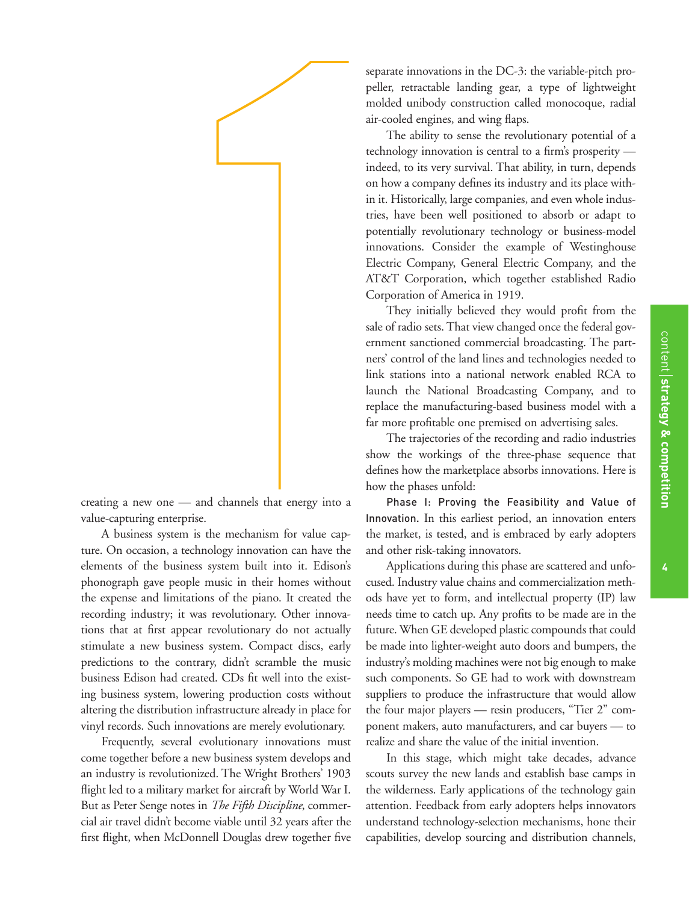creating a new one — and channels that energy into a value-capturing enterprise.

A business system is the mechanism for value capture. On occasion, a technology innovation can have the elements of the business system built into it. Edison's phonograph gave people music in their homes without the expense and limitations of the piano. It created the recording industry; it was revolutionary. Other innovations that at first appear revolutionary do not actually stimulate a new business system. Compact discs, early predictions to the contrary, didn't scramble the music business Edison had created. CDs fit well into the existing business system, lowering production costs without altering the distribution infrastructure already in place for vinyl records. Such innovations are merely evolutionary.

Frequently, several evolutionary innovations must come together before a new business system develops and an industry is revolutionized. The Wright Brothers' 1903 flight led to a military market for aircraft by World War I. But as Peter Senge notes in *The Fifth Discipline*, commercial air travel didn't become viable until 32 years after the first flight, when McDonnell Douglas drew together five separate innovations in the DC-3: the variable-pitch propeller, retractable landing gear, a type of lightweight molded unibody construction called monocoque, radial air-cooled engines, and wing flaps.

The ability to sense the revolutionary potential of a technology innovation is central to a firm's prosperity — indeed, to its very survival. That ability, in turn, depends on how a company defines its industry and its place within it. Historically, large companies, and even whole industries, have been well positioned to absorb or adapt to potentially revolutionary technology or business-model innovations. Consider the example of Westinghouse Electric Company, General Electric Company, and the AT&T Corporation, which together established Radio Corporation of America in 1919.

They initially believed they would profit from the sale of radio sets. That view changed once the federal government sanctioned commercial broadcasting. The partners' control of the land lines and technologies needed to link stations into a national network enabled RCA to launch the National Broadcasting Company, and to replace the manufacturing-based business model with a far more profitable one premised on advertising sales.

The trajectories of the recording and radio industries show the workings of the three-phase sequence that defines how the marketplace absorbs innovations. Here is how the phases unfold:

**Phase I: Proving the Feasibility and Value of Innovation.** In this earliest period, an innovation enters the market, is tested, and is embraced by early adopters and other risk-taking innovators.

Applications during this phase are scattered and unfocused. Industry value chains and commercialization methods have yet to form, and intellectual property (IP) law needs time to catch up. Any profits to be made are in the future. When GE developed plastic compounds that could be made into lighter-weight auto doors and bumpers, the industry's molding machines were not big enough to make such components. So GE had to work with downstream suppliers to produce the infrastructure that would allow the four major players — resin producers, "Tier 2" component makers, auto manufacturers, and car buyers — to realize and share the value of the initial invention.

In this stage, which might take decades, advance scouts survey the new lands and establish base camps in the wilderness. Early applications of the technology gain attention. Feedback from early adopters helps innovators understand technology-selection mechanisms, hone their capabilities, develop sourcing and distribution channels,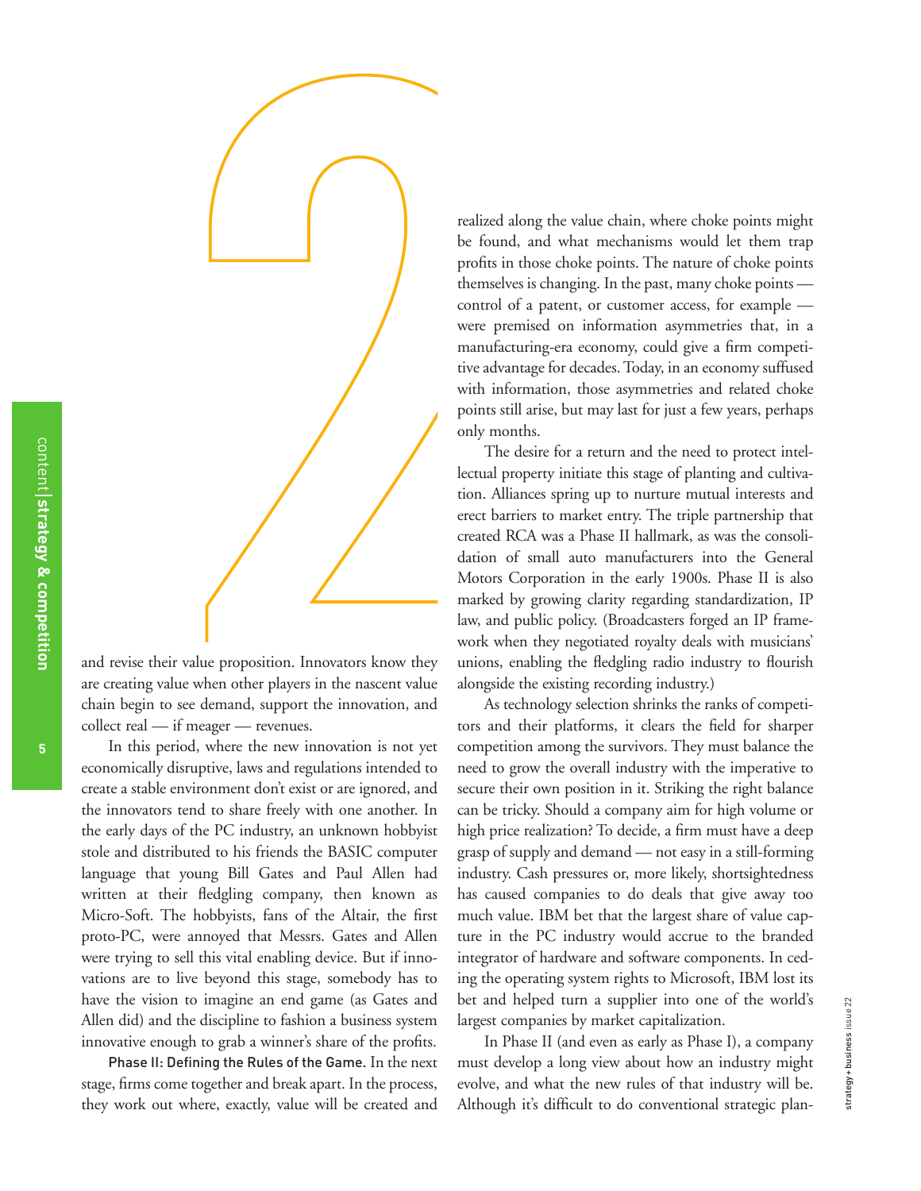and revise their value proposition. Innovators know they are creating value when other players in the nascent value chain begin to see demand, support the innovation, and collect real — if meager — revenues.

In this period, where the new innovation is not yet economically disruptive, laws and regulations intended to create a stable environment don't exist or are ignored, and the innovators tend to share freely with one another. In the early days of the PC industry, an unknown hobbyist stole and distributed to his friends the BASIC computer language that young Bill Gates and Paul Allen had written at their fledgling company, then known as Micro-Soft. The hobbyists, fans of the Altair, the first proto-PC, were annoyed that Messrs. Gates and Allen were trying to sell this vital enabling device. But if innovations are to live beyond this stage, somebody has to have the vision to imagine an end game (as Gates and Allen did) and the discipline to fashion a business system innovative enough to grab a winner's share of the profits.

**Phase II: Defining the Rules of the Game.** In the next stage, firms come together and break apart. In the process, they work out where, exactly, value will be created and realized along the value chain, where choke points might be found, and what mechanisms would let them trap profits in those choke points. The nature of choke points themselves is changing. In the past, many choke points — control of a patent, or customer access, for example — were premised on information asymmetries that, in a manufacturing-era economy, could give a firm competitive advantage for decades. Today, in an economy suffused with information, those asymmetries and related choke points still arise, but may last for just a few years, perhaps only months.

The desire for a return and the need to protect intellectual property initiate this stage of planting and cultivation. Alliances spring up to nurture mutual interests and erect barriers to market entry. The triple partnership that created RCA was a Phase II hallmark, as was the consolidation of small auto manufacturers into the General Motors Corporation in the early 1900s. Phase II is also marked by growing clarity regarding standardization, IP law, and public policy. (Broadcasters forged an IP framework when they negotiated royalty deals with musicians' unions, enabling the fledgling radio industry to flourish alongside the existing recording industry.)

As technology selection shrinks the ranks of competitors and their platforms, it clears the field for sharper competition among the survivors. They must balance the need to grow the overall industry with the imperative to secure their own position in it. Striking the right balance can be tricky. Should a company aim for high volume or high price realization? To decide, a firm must have a deep grasp of supply and demand — not easy in a still-forming industry. Cash pressures or, more likely, shortsightedness has caused companies to do deals that give away too much value. IBM bet that the largest share of value capture in the PC industry would accrue to the branded integrator of hardware and software components. In ceding the operating system rights to Microsoft, IBM lost its bet and helped turn a supplier into one of the world's largest companies by market capitalization.

In Phase II (and even as early as Phase I), a company must develop a long view about how an industry might evolve, and what the new rules of that industry will be. Although it's difficult to do conventional strategic plan-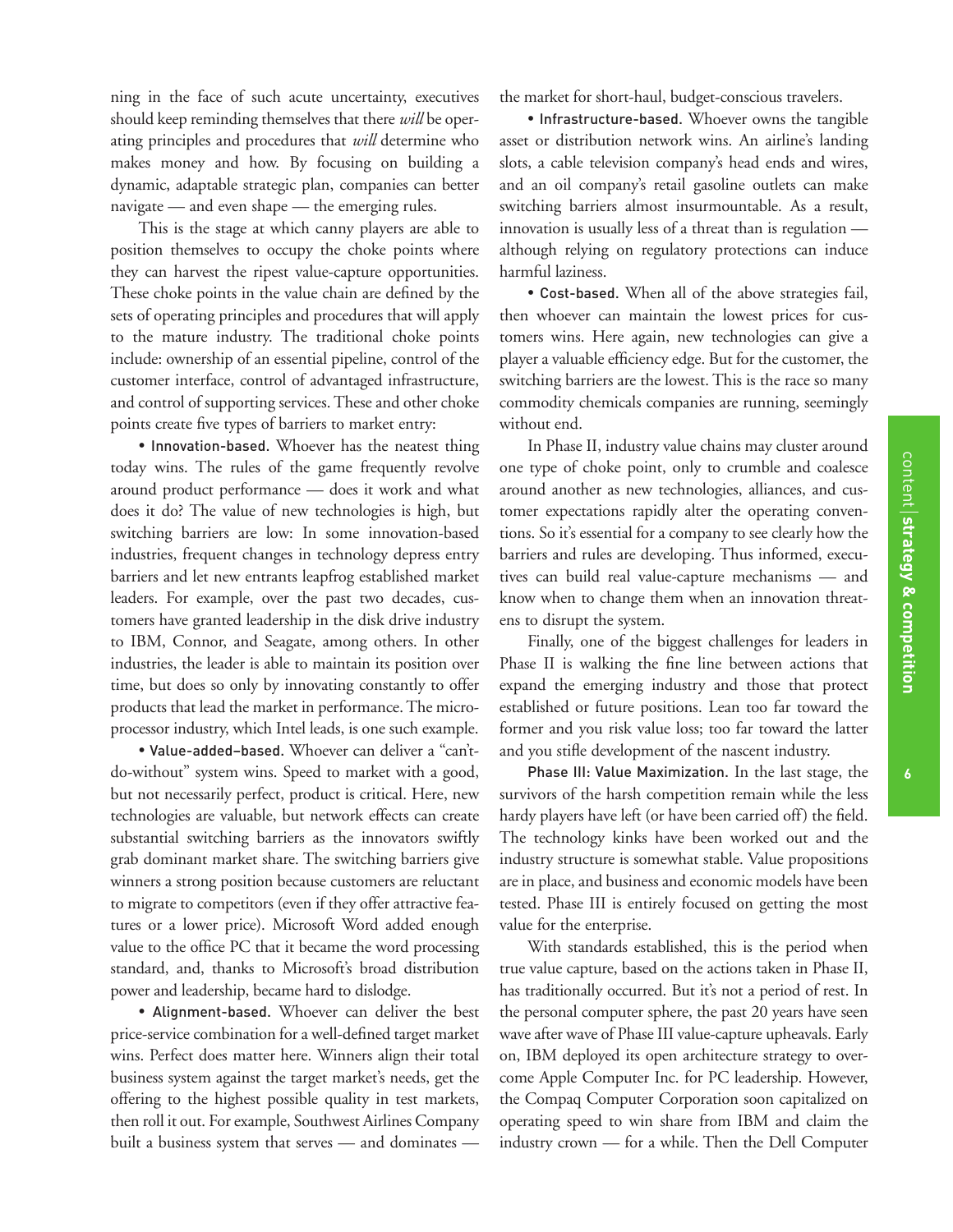ning in the face of such acute uncertainty, executives should keep reminding themselves that there *will* be operating principles and procedures that *will* determine who makes money and how. By focusing on building a dynamic, adaptable strategic plan, companies can better navigate — and even shape — the emerging rules.

This is the stage at which canny players are able to position themselves to occupy the choke points where they can harvest the ripest value-capture opportunities. These choke points in the value chain are defined by the sets of operating principles and procedures that will apply to the mature industry. The traditional choke points include: ownership of an essential pipeline, control of the customer interface, control of advantaged infrastructure, and control of supporting services. These and other choke points create five types of barriers to market entry:

- **Innovation-based.** Whoever has the neatest thing today wins. The rules of the game frequently revolve around product performance — does it work and what does it do? The value of new technologies is high, but switching barriers are low: In some innovation-based industries, frequent changes in technology depress entry barriers and let new entrants leapfrog established market leaders. For example, over the past two decades, customers have granted leadership in the disk drive industry to IBM, Connor, and Seagate, among others. In other industries, the leader is able to maintain its position over time, but does so only by innovating constantly to offer products that lead the market in performance. The microprocessor industry, which Intel leads, is one such example.

- **Value-added–based.** Whoever can deliver a "can't-do-without" system wins. Speed to market with a good, but not necessarily perfect, product is critical. Here, new technologies are valuable, but network effects can create substantial switching barriers as the innovators swiftly grab dominant market share. The switching barriers give winners a strong position because customers are reluctant to migrate to competitors (even if they offer attractive features or a lower price). Microsoft Word added enough value to the office PC that it became the word processing standard, and, thanks to Microsoft's broad distribution power and leadership, became hard to dislodge.

- **Alignment-based.** Whoever can deliver the best price-service combination for a well-defined target market wins. Perfect does matter here. Winners align their total business system against the target market's needs, get the offering to the highest possible quality in test markets, then roll it out. For example, Southwest Airlines Company built a business system that serves — and dominates — the market for short-haul, budget-conscious travelers.

- **Infrastructure-based.** Whoever owns the tangible asset or distribution network wins. An airline's landing slots, a cable television company's head ends and wires, and an oil company's retail gasoline outlets can make switching barriers almost insurmountable. As a result, innovation is usually less of a threat than is regulation — although relying on regulatory protections can induce harmful laziness.

- **Cost-based.** When all of the above strategies fail, then whoever can maintain the lowest prices for customers wins. Here again, new technologies can give a player a valuable efficiency edge. But for the customer, the switching barriers are the lowest. This is the race so many commodity chemicals companies are running, seemingly without end.

In Phase II, industry value chains may cluster around one type of choke point, only to crumble and coalesce around another as new technologies, alliances, and customer expectations rapidly alter the operating conventions. So it's essential for a company to see clearly how the barriers and rules are developing. Thus informed, executives can build real value-capture mechanisms — and know when to change them when an innovation threatens to disrupt the system.

Finally, one of the biggest challenges for leaders in Phase II is walking the fine line between actions that expand the emerging industry and those that protect established or future positions. Lean too far toward the former and you risk value loss; too far toward the latter and you stifle development of the nascent industry.

**Phase III: Value Maximization.** In the last stage, the survivors of the harsh competition remain while the less hardy players have left (or have been carried off) the field. The technology kinks have been worked out and the industry structure is somewhat stable. Value propositions are in place, and business and economic models have been tested. Phase III is entirely focused on getting the most value for the enterprise.

With standards established, this is the period when true value capture, based on the actions taken in Phase II, has traditionally occurred. But it's not a period of rest. In the personal computer sphere, the past 20 years have seen wave after wave of Phase III value-capture upheavals. Early on, IBM deployed its open architecture strategy to overcome Apple Computer Inc. for PC leadership. However, the Compaq Computer Corporation soon capitalized on operating speed to win share from IBM and claim the industry crown — for a while. Then the Dell Computer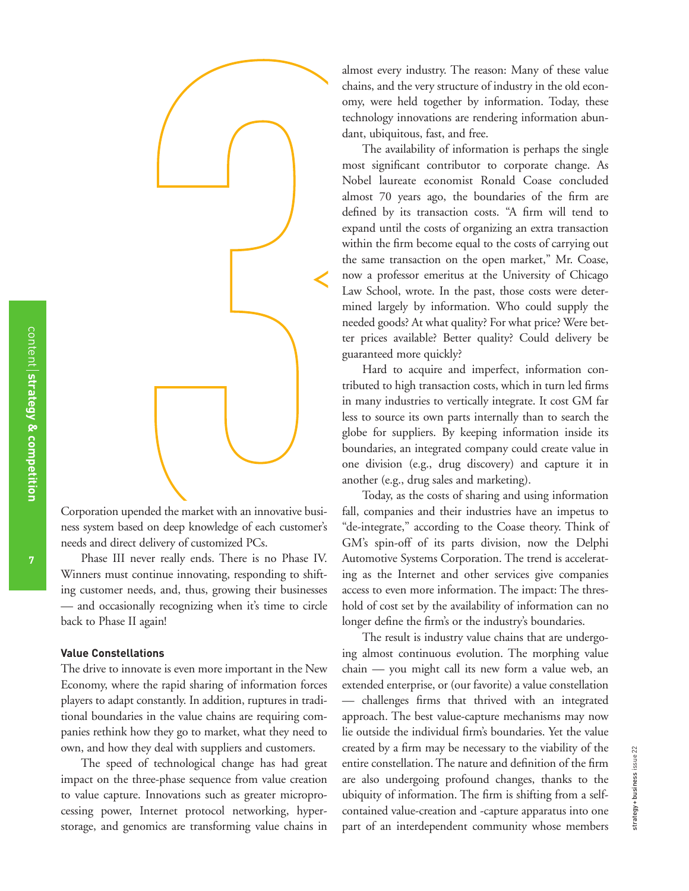Corporation upended the market with an innovative business system based on deep knowledge of each customer's needs and direct delivery of customized PCs.

Phase III never really ends. There is no Phase IV. Winners must continue innovating, responding to shifting customer needs, and, thus, growing their businesses — and occasionally recognizing when it's time to circle back to Phase II again!

**Value Constellations**

The drive to innovate is even more important in the New Economy, where the rapid sharing of information forces players to adapt constantly. In addition, ruptures in traditional boundaries in the value chains are requiring companies rethink how they go to market, what they need to own, and how they deal with suppliers and customers.

The speed of technological change has had great impact on the three-phase sequence from value creation to value capture. Innovations such as greater microprocessing power, Internet protocol networking, hyperstorage, and genomics are transforming value chains in almost every industry. The reason: Many of these value chains, and the very structure of industry in the old economy, were held together by information. Today, these technology innovations are rendering information abundant, ubiquitous, fast, and free.

The availability of information is perhaps the single most significant contributor to corporate change. As Nobel laureate economist Ronald Coase concluded almost 70 years ago, the boundaries of the firm are defined by its transaction costs. "A firm will tend to expand until the costs of organizing an extra transaction within the firm become equal to the costs of carrying out the same transaction on the open market," Mr. Coase, now a professor emeritus at the University of Chicago Law School, wrote. In the past, those costs were determined largely by information. Who could supply the needed goods? At what quality? For what price? Were better prices available? Better quality? Could delivery be guaranteed more quickly?

Hard to acquire and imperfect, information contributed to high transaction costs, which in turn led firms in many industries to vertically integrate. It cost GM far less to source its own parts internally than to search the globe for suppliers. By keeping information inside its boundaries, an integrated company could create value in one division (e.g., drug discovery) and capture it in another (e.g., drug sales and marketing).

Today, as the costs of sharing and using information fall, companies and their industries have an impetus to "de-integrate," according to the Coase theory. Think of GM's spin-off of its parts division, now the Delphi Automotive Systems Corporation. The trend is accelerating as the Internet and other services give companies access to even more information. The impact: The threshold of cost set by the availability of information can no longer define the firm's or the industry's boundaries.

The result is industry value chains that are undergoing almost continuous evolution. The morphing value chain — you might call its new form a value web, an extended enterprise, or (our favorite) a value constellation — challenges firms that thrived with an integrated approach. The best value-capture mechanisms may now lie outside the individual firm's boundaries. Yet the value created by a firm may be necessary to the viability of the entire constellation. The nature and definition of the firm are also undergoing profound changes, thanks to the ubiquity of information. The firm is shifting from a self-contained value-creation and -capture apparatus into one part of an interdependent community whose members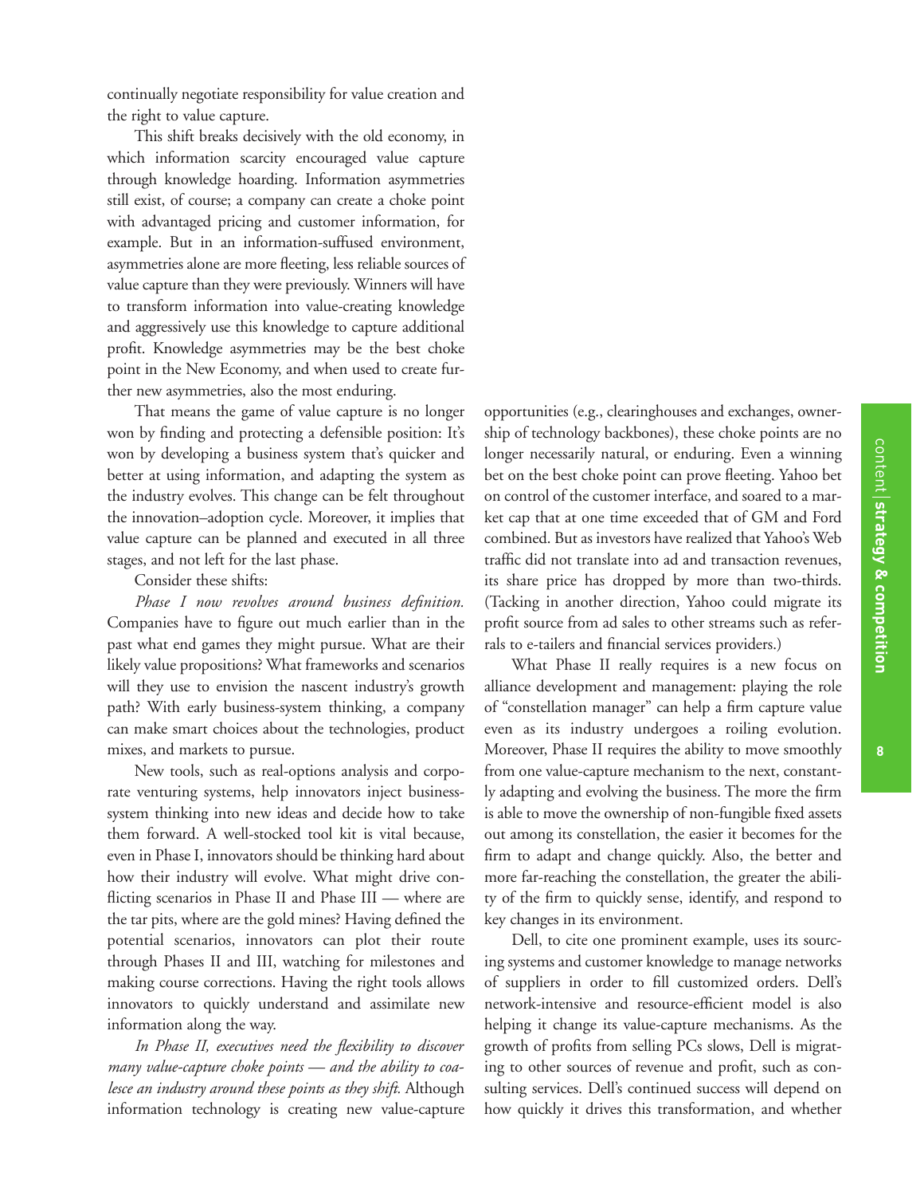continually negotiate responsibility for value creation and the right to value capture.

This shift breaks decisively with the old economy, in which information scarcity encouraged value capture through knowledge hoarding. Information asymmetries still exist, of course; a company can create a choke point with advantaged pricing and customer information, for example. But in an information-suffused environment, asymmetries alone are more fleeting, less reliable sources of value capture than they were previously. Winners will have to transform information into value-creating knowledge and aggressively use this knowledge to capture additional profit. Knowledge asymmetries may be the best choke point in the New Economy, and when used to create further new asymmetries, also the most enduring.

That means the game of value capture is no longer won by finding and protecting a defensible position: It's won by developing a business system that's quicker and better at using information, and adapting the system as the industry evolves. This change can be felt throughout the innovation–adoption cycle. Moreover, it implies that value capture can be planned and executed in all three stages, and not left for the last phase.

Consider these shifts:

*Phase I now revolves around business definition.* Companies have to figure out much earlier than in the past what end games they might pursue. What are their likely value propositions? What frameworks and scenarios will they use to envision the nascent industry's growth path? With early business-system thinking, a company can make smart choices about the technologies, product mixes, and markets to pursue.

New tools, such as real-options analysis and corporate venturing systems, help innovators inject business-system thinking into new ideas and decide how to take them forward. A well-stocked tool kit is vital because, even in Phase I, innovators should be thinking hard about how their industry will evolve. What might drive conflicting scenarios in Phase II and Phase III — where are the tar pits, where are the gold mines? Having defined the potential scenarios, innovators can plot their route through Phases II and III, watching for milestones and making course corrections. Having the right tools allows innovators to quickly understand and assimilate new information along the way.

*In Phase II, executives need the flexibility to discover many value-capture choke points — and the ability to coalesce an industry around these points as they shift.* Although information technology is creating new value-capture opportunities (e.g., clearinghouses and exchanges, ownership of technology backbones), these choke points are no longer necessarily natural, or enduring. Even a winning bet on the best choke point can prove fleeting. Yahoo bet on control of the customer interface, and soared to a market cap that at one time exceeded that of GM and Ford combined. But as investors have realized that Yahoo's Web traffic did not translate into ad and transaction revenues, its share price has dropped by more than two-thirds. (Tacking in another direction, Yahoo could migrate its profit source from ad sales to other streams such as referrals to e-tailers and financial services providers.)

What Phase II really requires is a new focus on alliance development and management: playing the role of "constellation manager" can help a firm capture value even as its industry undergoes a roiling evolution. Moreover, Phase II requires the ability to move smoothly from one value-capture mechanism to the next, constantly adapting and evolving the business. The more the firm is able to move the ownership of non-fungible fixed assets out among its constellation, the easier it becomes for the firm to adapt and change quickly. Also, the better and more far-reaching the constellation, the greater the ability of the firm to quickly sense, identify, and respond to key changes in its environment.

Dell, to cite one prominent example, uses its sourcing systems and customer knowledge to manage networks of suppliers in order to fill customized orders. Dell's network-intensive and resource-efficient model is also helping it change its value-capture mechanisms. As the growth of profits from selling PCs slows, Dell is migrating to other sources of revenue and profit, such as consulting services. Dell's continued success will depend on how quickly it drives this transformation, and whether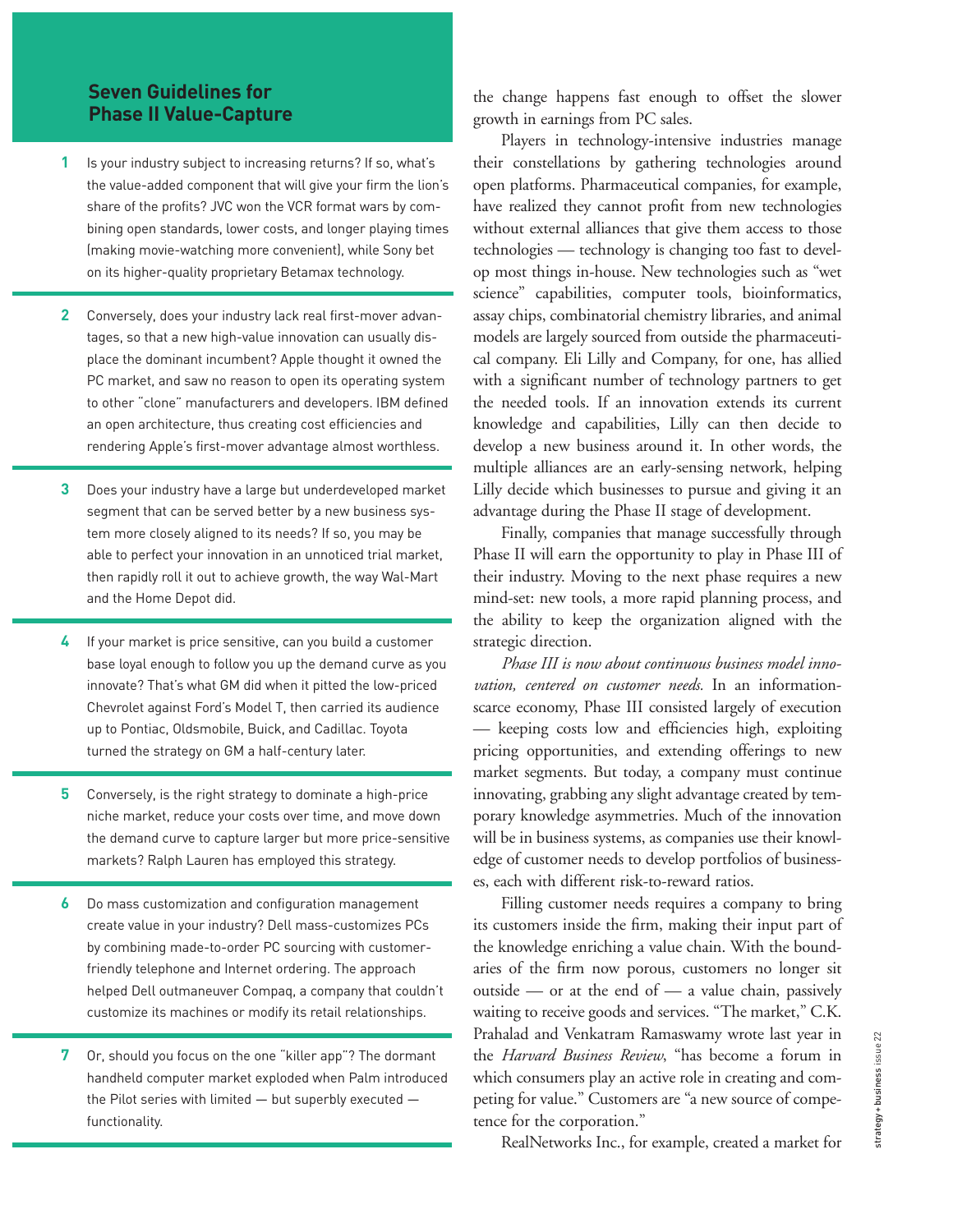## Seven Guidelines for Phase II Value-Capture

1. Is your industry subject to increasing returns? If so, what's the value-added component that will give your firm the lion's share of the profits? JVC won the VCR format wars by combining open standards, lower costs, and longer playing times (making movie-watching more convenient), while Sony bet on its higher-quality proprietary Betamax technology.

2. Conversely, does your industry lack real first-mover advantages, so that a new high-value innovation can usually displace the dominant incumbent? Apple thought it owned the PC market, and saw no reason to open its operating system to other "clone" manufacturers and developers. IBM defined an open architecture, thus creating cost efficiencies and rendering Apple's first-mover advantage almost worthless.

3. Does your industry have a large but underdeveloped market segment that can be served better by a new business system more closely aligned to its needs? If so, you may be able to perfect your innovation in an unnoticed trial market, then rapidly roll it out to achieve growth, the way Wal-Mart and the Home Depot did.

4. If your market is price sensitive, can you build a customer base loyal enough to follow you up the demand curve as you innovate? That's what GM did when it pitted the low-priced Chevrolet against Ford's Model T, then carried its audience up to Pontiac, Oldsmobile, Buick, and Cadillac. Toyota turned the strategy on GM a half-century later.

5. Conversely, is the right strategy to dominate a high-price niche market, reduce your costs over time, and move down the demand curve to capture larger but more price-sensitive markets? Ralph Lauren has employed this strategy.

6. Do mass customization and configuration management create value in your industry? Dell mass-customizes PCs by combining made-to-order PC sourcing with customer-friendly telephone and Internet ordering. The approach helped Dell outmaneuver Compaq, a company that couldn't customize its machines or modify its retail relationships.

7. Or, should you focus on the one "killer app"? The dormant handheld computer market exploded when Palm introduced the Pilot series with limited — but superbly executed — functionality.

the change happens fast enough to offset the slower growth in earnings from PC sales.

Players in technology-intensive industries manage their constellations by gathering technologies around open platforms. Pharmaceutical companies, for example, have realized they cannot profit from new technologies without external alliances that give them access to those technologies — technology is changing too fast to develop most things in-house. New technologies such as "wet science" capabilities, computer tools, bioinformatics, assay chips, combinatorial chemistry libraries, and animal models are largely sourced from outside the pharmaceutical company. Eli Lilly and Company, for one, has allied with a significant number of technology partners to get the needed tools. If an innovation extends its current knowledge and capabilities, Lilly can then decide to develop a new business around it. In other words, the multiple alliances are an early-sensing network, helping Lilly decide which businesses to pursue and giving it an advantage during the Phase II stage of development.

Finally, companies that manage successfully through Phase II will earn the opportunity to play in Phase III of their industry. Moving to the next phase requires a new mind-set: new tools, a more rapid planning process, and the ability to keep the organization aligned with the strategic direction.

*Phase III is now about continuous business model innovation, centered on customer needs.* In an information-scarce economy, Phase III consisted largely of execution — keeping costs low and efficiencies high, exploiting pricing opportunities, and extending offerings to new market segments. But today, a company must continue innovating, grabbing any slight advantage created by temporary knowledge asymmetries. Much of the innovation will be in business systems, as companies use their knowledge of customer needs to develop portfolios of businesses, each with different risk-to-reward ratios.

Filling customer needs requires a company to bring its customers inside the firm, making their input part of the knowledge enriching a value chain. With the boundaries of the firm now porous, customers no longer sit outside — or at the end of — a value chain, passively waiting to receive goods and services. "The market," C.K. Prahalad and Venkatram Ramaswamy wrote last year in the *Harvard Business Review*, "has become a forum in which consumers play an active role in creating and competing for value." Customers are "a new source of competence for the corporation."

RealNetworks Inc., for example, created a market for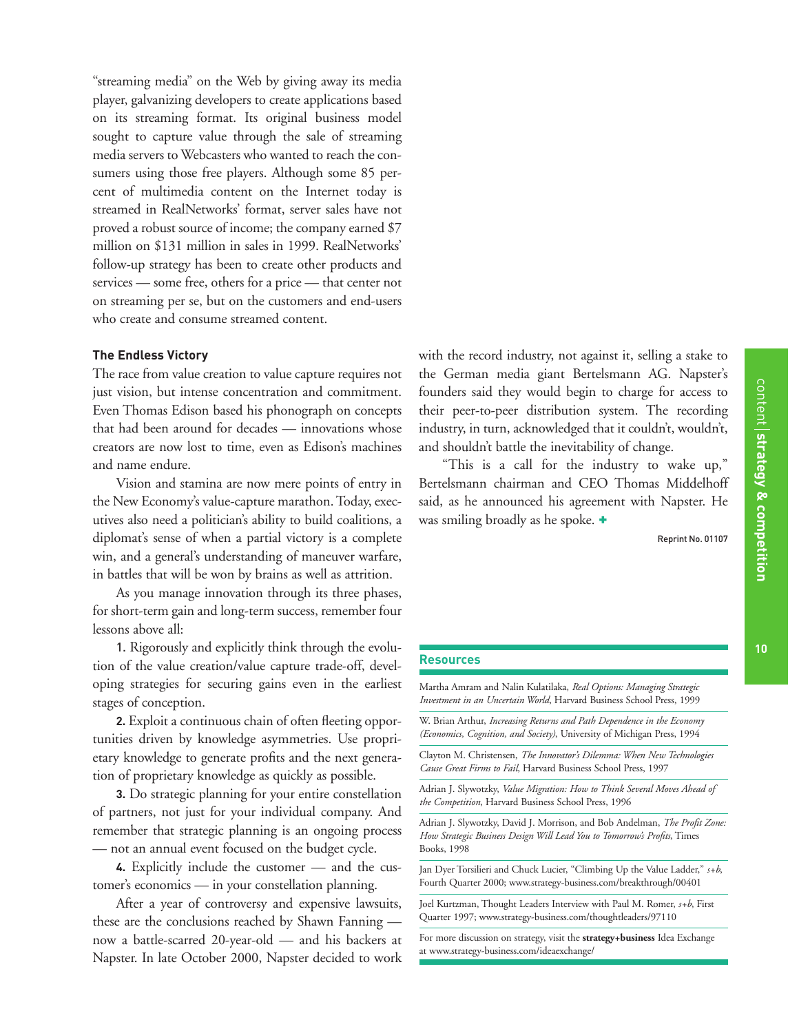"streaming media" on the Web by giving away its media player, galvanizing developers to create applications based on its streaming format. Its original business model sought to capture value through the sale of streaming media servers to Webcasters who wanted to reach the consumers using those free players. Although some 85 percent of multimedia content on the Internet today is streamed in RealNetworks' format, server sales have not proved a robust source of income; the company earned $7 million on $131 million in sales in 1999. RealNetworks' follow-up strategy has been to create other products and services — some free, others for a price — that center not on streaming per se, but on the customers and end-users who create and consume streamed content.

### The Endless Victory

The race from value creation to value capture requires not just vision, but intense concentration and commitment. Even Thomas Edison based his phonograph on concepts that had been around for decades — innovations whose creators are now lost to time, even as Edison's machines and name endure.

Vision and stamina are now mere points of entry in the New Economy's value-capture marathon. Today, executives also need a politician's ability to build coalitions, a diplomat's sense of when a partial victory is a complete win, and a general's understanding of maneuver warfare, in battles that will be won by brains as well as attrition.

As you manage innovation through its three phases, for short-term gain and long-term success, remember four lessons above all:

**1.** Rigorously and explicitly think through the evolution of the value creation/value capture trade-off, developing strategies for securing gains even in the earliest stages of conception.

**2.** Exploit a continuous chain of often fleeting opportunities driven by knowledge asymmetries. Use proprietary knowledge to generate profits and the next generation of proprietary knowledge as quickly as possible.

**3.** Do strategic planning for your entire constellation of partners, not just for your individual company. And remember that strategic planning is an ongoing process — not an annual event focused on the budget cycle.

**4.** Explicitly include the customer — and the customer's economics — in your constellation planning.

After a year of controversy and expensive lawsuits, these are the conclusions reached by Shawn Fanning — now a battle-scarred 20-year-old — and his backers at Napster. In late October 2000, Napster decided to work with the record industry, not against it, selling a stake to the German media giant Bertelsmann AG. Napster's founders said they would begin to charge for access to their peer-to-peer distribution system. The recording industry, in turn, acknowledged that it couldn't, wouldn't, and shouldn't battle the inevitability of change.

"This is a call for the industry to wake up," Bertelsmann chairman and CEO Thomas Middelhoff said, as he announced his agreement with Napster. He was smiling broadly as he spoke. ✚

Reprint No. 01107

### Resources

Martha Amram and Nalin Kulatilaka, *Real Options: Managing Strategic Investment in an Uncertain World*, Harvard Business School Press, 1999

W. Brian Arthur, *Increasing Returns and Path Dependence in the Economy (Economics, Cognition, and Society)*, University of Michigan Press, 1994

Clayton M. Christensen, *The Innovator's Dilemma: When New Technologies Cause Great Firms to Fail*, Harvard Business School Press, 1997

Adrian J. Slywotzky, *Value Migration: How to Think Several Moves Ahead of the Competition*, Harvard Business School Press, 1996

Adrian J. Slywotzky, David J. Morrison, and Bob Andelman, *The Profit Zone: How Strategic Business Design Will Lead You to Tomorrow's Profits*, Times Books, 1998

Jan Dyer Torsilieri and Chuck Lucier, "Climbing Up the Value Ladder," *s+b*, Fourth Quarter 2000; www.strategy-business.com/breakthrough/00401

Joel Kurtzman, Thought Leaders Interview with Paul M. Romer, *s+b*, First Quarter 1997; www.strategy-business.com/thoughtleaders/97110

For more discussion on strategy, visit the **strategy+business** Idea Exchange at www.strategy-business.com/ideaexchange/